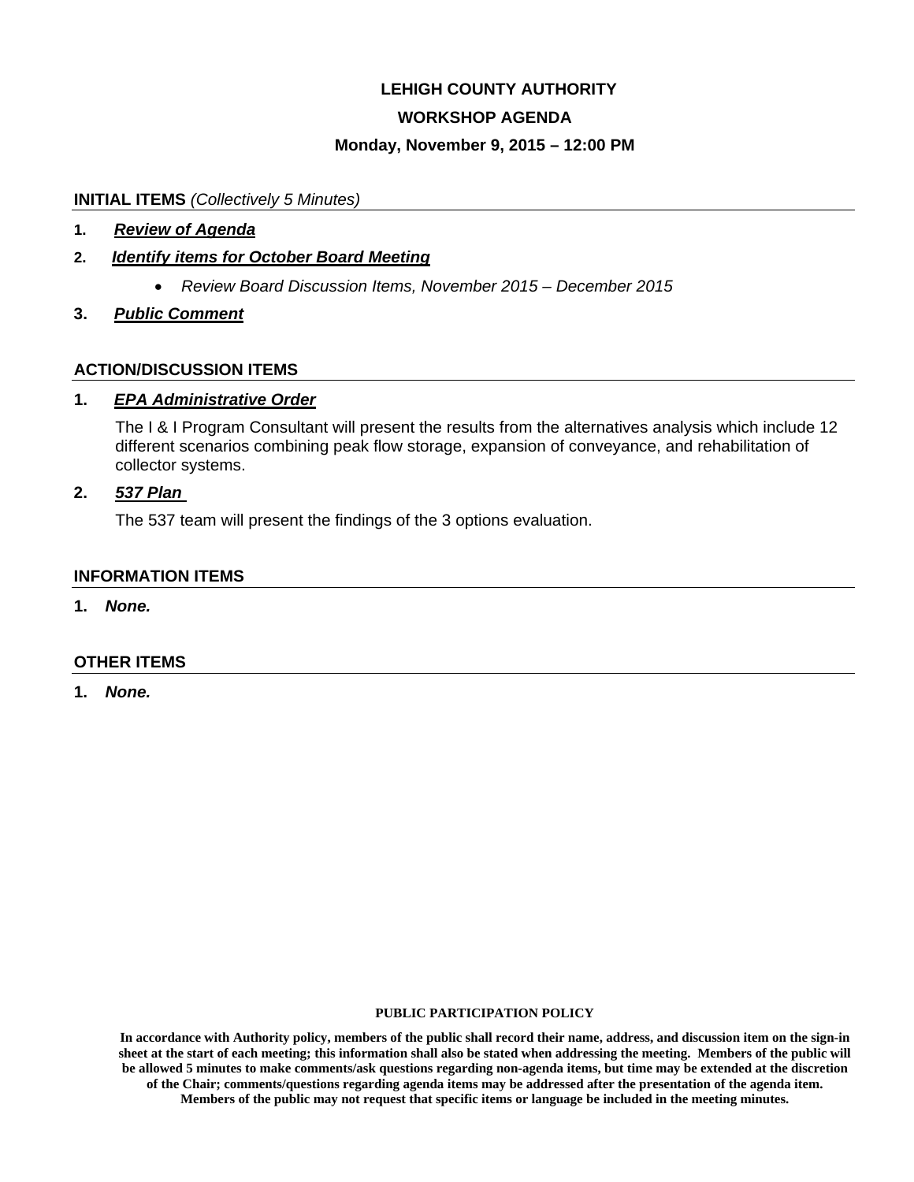# LEHIGH COUNTY AUTHORITY

## WORKSHOP AGENDA

### Monday, November 9, 2015 – 12:00 PM

**INITIAL ITEMS** *(Collectively 5 Minutes)*

1. ***Review of Agenda***
2. ***Identify items for October Board Meeting***
   - *Review Board Discussion Items, November 2015 – December 2015*
3. ***Public Comment***

**ACTION/DISCUSSION ITEMS**

1. ***EPA Administrative Order***

   The I & I Program Consultant will present the results from the alternatives analysis which include 12 different scenarios combining peak flow storage, expansion of conveyance, and rehabilitation of collector systems.

2. ***537 Plan***

   The 537 team will present the findings of the 3 options evaluation.

**INFORMATION ITEMS**

1. ***None.***

**OTHER ITEMS**

1. ***None.***

**PUBLIC PARTICIPATION POLICY**

**In accordance with Authority policy, members of the public shall record their name, address, and discussion item on the sign-in sheet at the start of each meeting; this information shall also be stated when addressing the meeting. Members of the public will be allowed 5 minutes to make comments/ask questions regarding non-agenda items, but time may be extended at the discretion of the Chair; comments/questions regarding agenda items may be addressed after the presentation of the agenda item. Members of the public may not request that specific items or language be included in the meeting minutes.**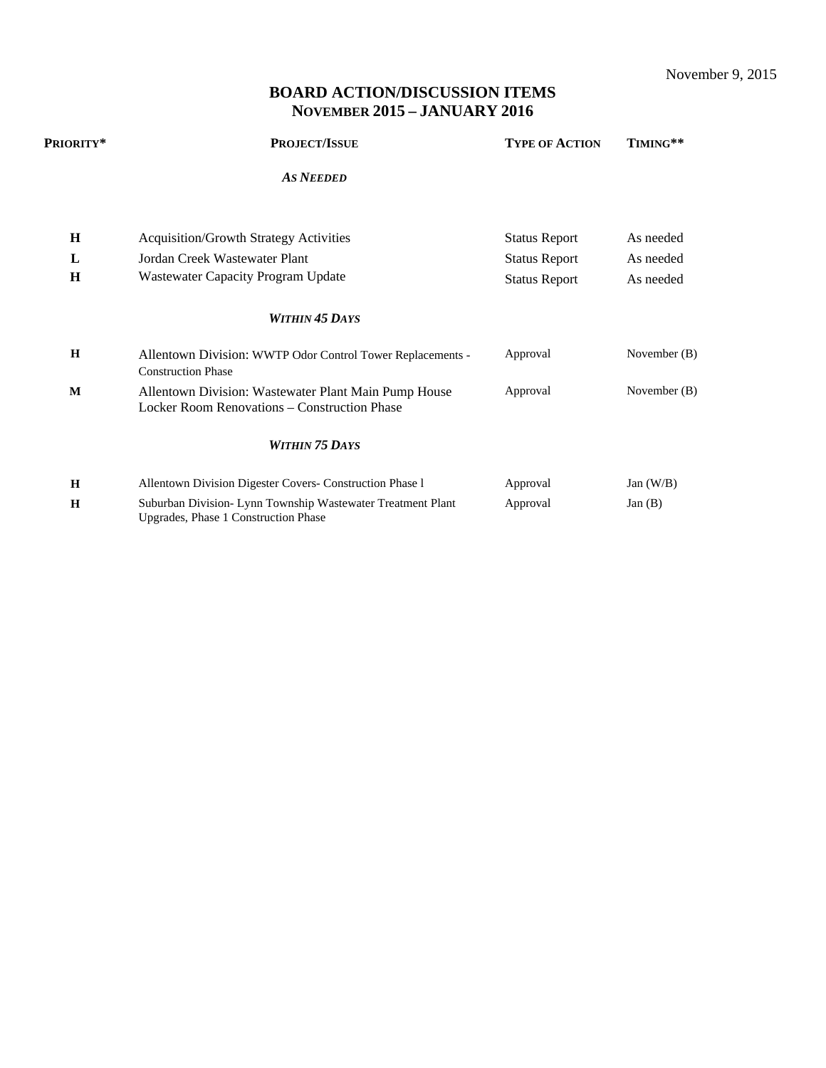November 9, 2015

# BOARD ACTION/DISCUSSION ITEMS
## NOVEMBER 2015 – JANUARY 2016

| PRIORITY* | PROJECT/ISSUE | TYPE OF ACTION | TIMING** |
|---|---|---|---|
| | ***AS NEEDED*** | | |
| **H** | Acquisition/Growth Strategy Activities | Status Report | As needed |
| **L** | Jordan Creek Wastewater Plant | Status Report | As needed |
| **H** | Wastewater Capacity Program Update | Status Report | As needed |
| | ***WITHIN 45 DAYS*** | | |
| **H** | Allentown Division: WWTP Odor Control Tower Replacements - Construction Phase | Approval | November (B) |
| **M** | Allentown Division: Wastewater Plant Main Pump House Locker Room Renovations – Construction Phase | Approval | November (B) |
| | ***WITHIN 75 DAYS*** | | |
| **H** | Allentown Division Digester Covers- Construction Phase l | Approval | Jan (W/B) |
| **H** | Suburban Division- Lynn Township Wastewater Treatment Plant Upgrades, Phase 1 Construction Phase | Approval | Jan (B) |